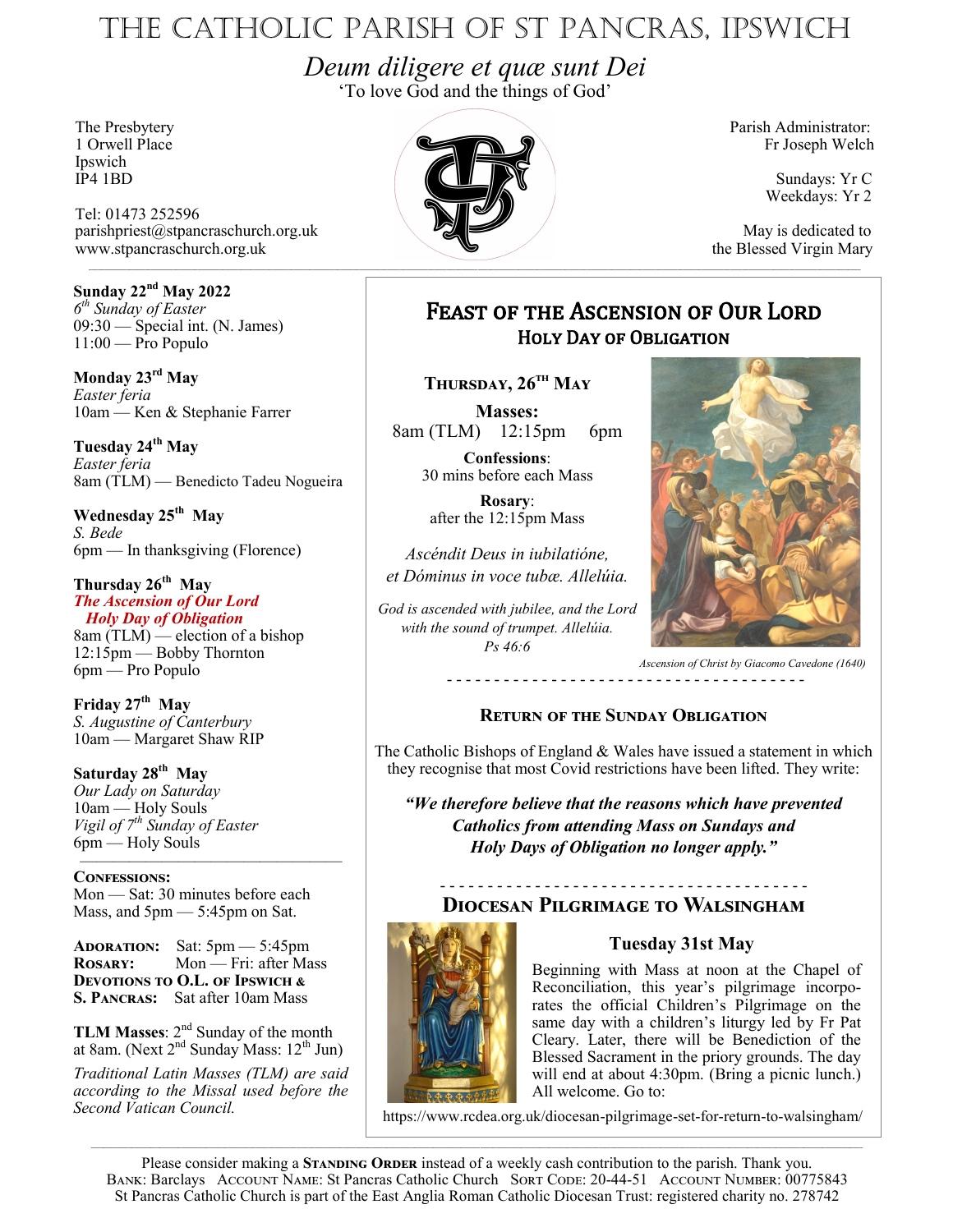# THE CATHOLIC PARISH OF ST PANCRAS, IPSWICH

*Deum diligere et quæ sunt Dei*

'To love God and the things of God'

The Presbytery
1 Orwell Place
Ipswich
IP4 1BD

Tel: 01473 252596
parishpriest@stpancraschurch.org.uk
www.stpancraschurch.org.uk

Parish Administrator:
Fr Joseph Welch

Sundays: Yr C
Weekdays: Yr 2

May is dedicated to
the Blessed Virgin Mary

**Sunday 22nd May 2022**
*6th Sunday of Easter*
09:30 — Special int. (N. James)
11:00 — Pro Populo

**Monday 23rd May**
*Easter feria*
10am — Ken & Stephanie Farrer

**Tuesday 24th May**
*Easter feria*
8am (TLM) — Benedicto Tadeu Nogueira

**Wednesday 25th May**
*S. Bede*
6pm — In thanksgiving (Florence)

**Thursday 26th May**
***The Ascension of Our Lord***
***Holy Day of Obligation***
8am (TLM) — election of a bishop
12:15pm — Bobby Thornton
6pm — Pro Populo

**Friday 27th May**
*S. Augustine of Canterbury*
10am — Margaret Shaw RIP

**Saturday 28th May**
*Our Lady on Saturday*
10am — Holy Souls
*Vigil of 7th Sunday of Easter*
6pm — Holy Souls

**CONFESSIONS:**
Mon — Sat: 30 minutes before each Mass, and 5pm — 5:45pm on Sat.

**ADORATION:** Sat: 5pm — 5:45pm
**ROSARY:** Mon — Fri: after Mass
**DEVOTIONS TO O.L. OF IPSWICH & S. PANCRAS:** Sat after 10am Mass

**TLM Masses**: 2nd Sunday of the month at 8am. (Next 2nd Sunday Mass: 12th Jun)

*Traditional Latin Masses (TLM) are said according to the Missal used before the Second Vatican Council.*

## FEAST OF THE ASCENSION OF OUR LORD
### HOLY DAY OF OBLIGATION

**THURSDAY, 26TH MAY**

**Masses:**
8am (TLM) 12:15pm 6pm

**Confessions**:
30 mins before each Mass

**Rosary**:
after the 12:15pm Mass

*Ascéndit Deus in iubilatióne,*
*et Dóminus in voce tubæ. Allelúia.*

*God is ascended with jubilee, and the Lord with the sound of trumpet. Allelúia.*
*Ps 46:6*

*Ascension of Christ by Giacomo Cavedone (1640)*

---

### RETURN OF THE SUNDAY OBLIGATION

The Catholic Bishops of England & Wales have issued a statement in which they recognise that most Covid restrictions have been lifted. They write:

***"We therefore believe that the reasons which have prevented Catholics from attending Mass on Sundays and Holy Days of Obligation no longer apply."***

---

### DIOCESAN PILGRIMAGE TO WALSINGHAM

**Tuesday 31st May**

Beginning with Mass at noon at the Chapel of Reconciliation, this year's pilgrimage incorporates the official Children's Pilgrimage on the same day with a children's liturgy led by Fr Pat Cleary. Later, there will be Benediction of the Blessed Sacrament in the priory grounds. The day will end at about 4:30pm. (Bring a picnic lunch.) All welcome. Go to:

https://www.rcdea.org.uk/diocesan-pilgrimage-set-for-return-to-walsingham/

---

Please consider making a **STANDING ORDER** instead of a weekly cash contribution to the parish. Thank you.
BANK: Barclays ACCOUNT NAME: St Pancras Catholic Church SORT CODE: 20-44-51 ACCOUNT NUMBER: 00775843
St Pancras Catholic Church is part of the East Anglia Roman Catholic Diocesan Trust: registered charity no. 278742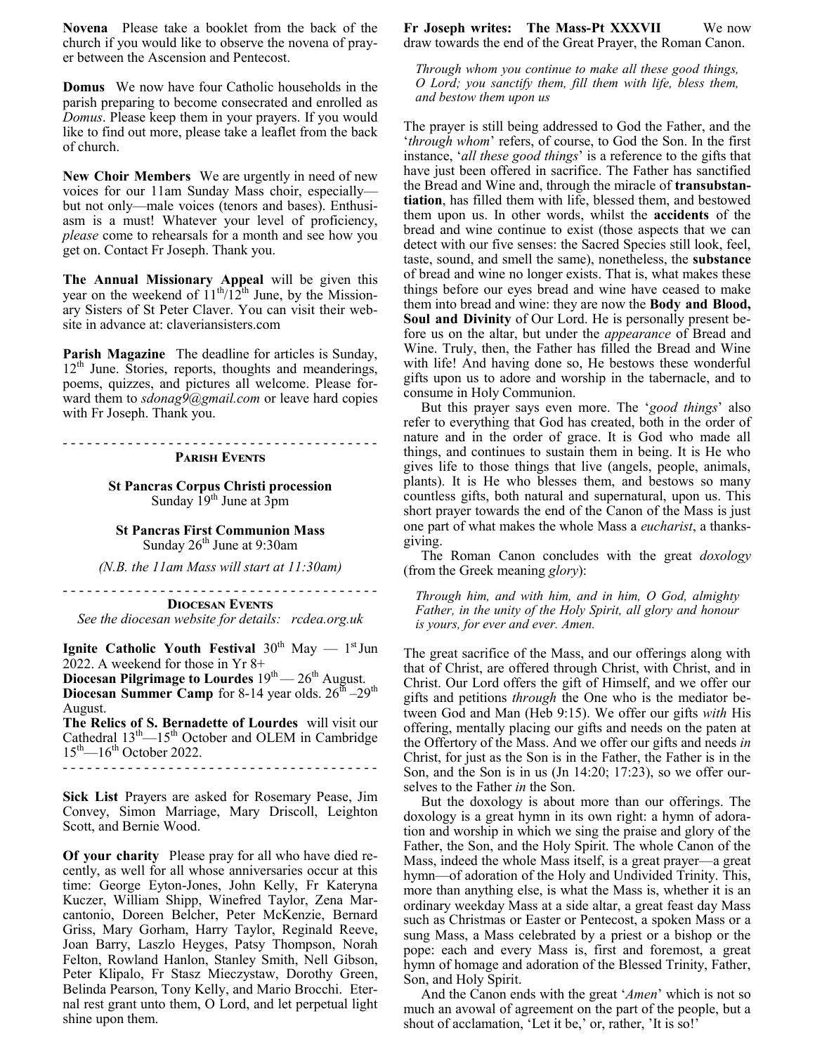**Novena** Please take a booklet from the back of the church if you would like to observe the novena of prayer between the Ascension and Pentecost.

**Domus** We now have four Catholic households in the parish preparing to become consecrated and enrolled as *Domus*. Please keep them in your prayers. If you would like to find out more, please take a leaflet from the back of church.

**New Choir Members** We are urgently in need of new voices for our 11am Sunday Mass choir, especially—but not only—male voices (tenors and bases). Enthusiasm is a must! Whatever your level of proficiency, *please* come to rehearsals for a month and see how you get on. Contact Fr Joseph. Thank you.

**The Annual Missionary Appeal** will be given this year on the weekend of 11th/12th June, by the Missionary Sisters of St Peter Claver. You can visit their website in advance at: claveriansisters.com

**Parish Magazine** The deadline for articles is Sunday, 12th June. Stories, reports, thoughts and meanderings, poems, quizzes, and pictures all welcome. Please forward them to *sdonag9@gmail.com* or leave hard copies with Fr Joseph. Thank you.

- - - - - - - - - - - - - - - - - - - - - - - - - - - - - - - - - - - - - -

## Parish Events

**St Pancras Corpus Christi procession**
Sunday 19th June at 3pm

**St Pancras First Communion Mass**
Sunday 26th June at 9:30am

*(N.B. the 11am Mass will start at 11:30am)*

- - - - - - - - - - - - - - - - - - - - - - - - - - - - - - - - - - - - - -

## Diocesan Events

*See the diocesan website for details: rcdea.org.uk*

**Ignite Catholic Youth Festival** 30th May — 1st Jun 2022. A weekend for those in Yr 8+
**Diocesan Pilgrimage to Lourdes** 19th — 26th August.
**Diocesan Summer Camp** for 8-14 year olds. 26th –29th August.
**The Relics of S. Bernadette of Lourdes** will visit our Cathedral 13th—15th October and OLEM in Cambridge 15th—16th October 2022.

- - - - - - - - - - - - - - - - - - - - - - - - - - - - - - - - - - - - - -

**Sick List** Prayers are asked for Rosemary Pease, Jim Convey, Simon Marriage, Mary Driscoll, Leighton Scott, and Bernie Wood.

**Of your charity** Please pray for all who have died recently, as well for all whose anniversaries occur at this time: George Eyton-Jones, John Kelly, Fr Kateryna Kuczer, William Shipp, Winefred Taylor, Zena Marcantonio, Doreen Belcher, Peter McKenzie, Bernard Griss, Mary Gorham, Harry Taylor, Reginald Reeve, Joan Barry, Laszlo Heyges, Patsy Thompson, Norah Felton, Rowland Hanlon, Stanley Smith, Nell Gibson, Peter Klipalo, Fr Stasz Mieczystaw, Dorothy Green, Belinda Pearson, Tony Kelly, and Mario Brocchi. Eternal rest grant unto them, O Lord, and let perpetual light shine upon them.

**Fr Joseph writes: The Mass-Pt XXXVII** We now draw towards the end of the Great Prayer, the Roman Canon.

> *Through whom you continue to make all these good things, O Lord; you sanctify them, fill them with life, bless them, and bestow them upon us*

The prayer is still being addressed to God the Father, and the '*through whom*' refers, of course, to God the Son. In the first instance, '*all these good things*' is a reference to the gifts that have just been offered in sacrifice. The Father has sanctified the Bread and Wine and, through the miracle of **transubstantiation**, has filled them with life, blessed them, and bestowed them upon us. In other words, whilst the **accidents** of the bread and wine continue to exist (those aspects that we can detect with our five senses: the Sacred Species still look, feel, taste, sound, and smell the same), nonetheless, the **substance** of bread and wine no longer exists. That is, what makes these things before our eyes bread and wine have ceased to make them into bread and wine: they are now the **Body and Blood, Soul and Divinity** of Our Lord. He is personally present before us on the altar, but under the *appearance* of Bread and Wine. Truly, then, the Father has filled the Bread and Wine with life! And having done so, He bestows these wonderful gifts upon us to adore and worship in the tabernacle, and to consume in Holy Communion.

But this prayer says even more. The '*good things*' also refer to everything that God has created, both in the order of nature and in the order of grace. It is God who made all things, and continues to sustain them in being. It is He who gives life to those things that live (angels, people, animals, plants). It is He who blesses them, and bestows so many countless gifts, both natural and supernatural, upon us. This short prayer towards the end of the Canon of the Mass is just one part of what makes the whole Mass a *eucharist*, a thanksgiving.

The Roman Canon concludes with the great *doxology* (from the Greek meaning *glory*):

> *Through him, and with him, and in him, O God, almighty Father, in the unity of the Holy Spirit, all glory and honour is yours, for ever and ever. Amen.*

The great sacrifice of the Mass, and our offerings along with that of Christ, are offered through Christ, with Christ, and in Christ. Our Lord offers the gift of Himself, and we offer our gifts and petitions *through* the One who is the mediator between God and Man (Heb 9:15). We offer our gifts *with* His offering, mentally placing our gifts and needs on the paten at the Offertory of the Mass. And we offer our gifts and needs *in* Christ, for just as the Son is in the Father, the Father is in the Son, and the Son is in us (Jn 14:20; 17:23), so we offer ourselves to the Father *in* the Son.

But the doxology is about more than our offerings. The doxology is a great hymn in its own right: a hymn of adoration and worship in which we sing the praise and glory of the Father, the Son, and the Holy Spirit. The whole Canon of the Mass, indeed the whole Mass itself, is a great prayer—a great hymn—of adoration of the Holy and Undivided Trinity. This, more than anything else, is what the Mass is, whether it is an ordinary weekday Mass at a side altar, a great feast day Mass such as Christmas or Easter or Pentecost, a spoken Mass or a sung Mass, a Mass celebrated by a priest or a bishop or the pope: each and every Mass is, first and foremost, a great hymn of homage and adoration of the Blessed Trinity, Father, Son, and Holy Spirit.

And the Canon ends with the great '*Amen*' which is not so much an avowal of agreement on the part of the people, but a shout of acclamation, 'Let it be,' or, rather, 'It is so!'